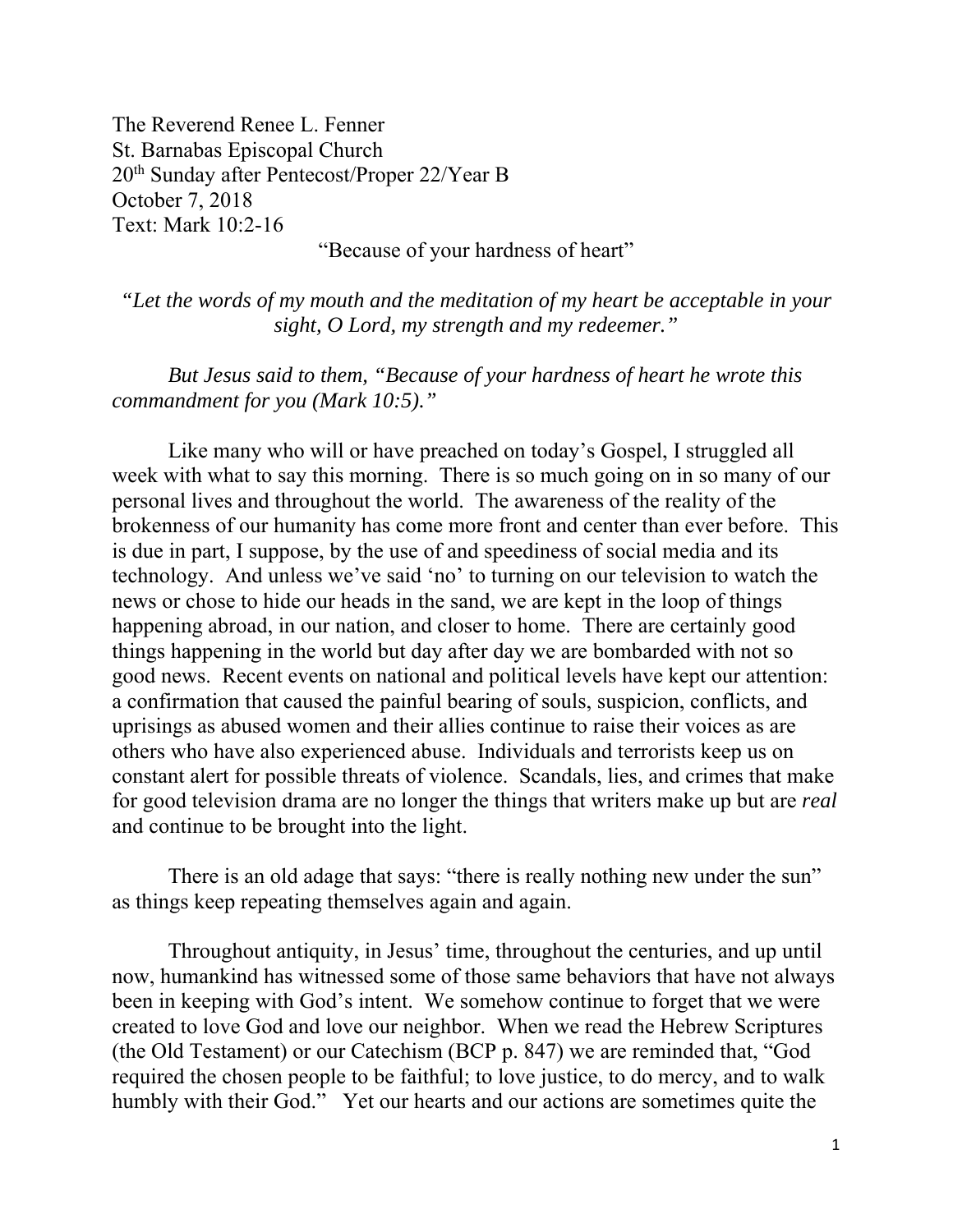The Reverend Renee L. Fenner
St. Barnabas Episcopal Church
20th Sunday after Pentecost/Proper 22/Year B
October 7, 2018
Text: Mark 10:2-16

“Because of your hardness of heart”

*“Let the words of my mouth and the meditation of my heart be acceptable in your sight, O Lord, my strength and my redeemer.”*

*But Jesus said to them, “Because of your hardness of heart he wrote this commandment for you (Mark 10:5).”*

Like many who will or have preached on today’s Gospel, I struggled all week with what to say this morning. There is so much going on in so many of our personal lives and throughout the world. The awareness of the reality of the brokenness of our humanity has come more front and center than ever before. This is due in part, I suppose, by the use of and speediness of social media and its technology. And unless we’ve said ‘no’ to turning on our television to watch the news or chose to hide our heads in the sand, we are kept in the loop of things happening abroad, in our nation, and closer to home. There are certainly good things happening in the world but day after day we are bombarded with not so good news. Recent events on national and political levels have kept our attention: a confirmation that caused the painful bearing of souls, suspicion, conflicts, and uprisings as abused women and their allies continue to raise their voices as are others who have also experienced abuse. Individuals and terrorists keep us on constant alert for possible threats of violence. Scandals, lies, and crimes that make for good television drama are no longer the things that writers make up but are *real* and continue to be brought into the light.

There is an old adage that says: “there is really nothing new under the sun” as things keep repeating themselves again and again.

Throughout antiquity, in Jesus’ time, throughout the centuries, and up until now, humankind has witnessed some of those same behaviors that have not always been in keeping with God’s intent. We somehow continue to forget that we were created to love God and love our neighbor. When we read the Hebrew Scriptures (the Old Testament) or our Catechism (BCP p. 847) we are reminded that, “God required the chosen people to be faithful; to love justice, to do mercy, and to walk humbly with their God.” Yet our hearts and our actions are sometimes quite the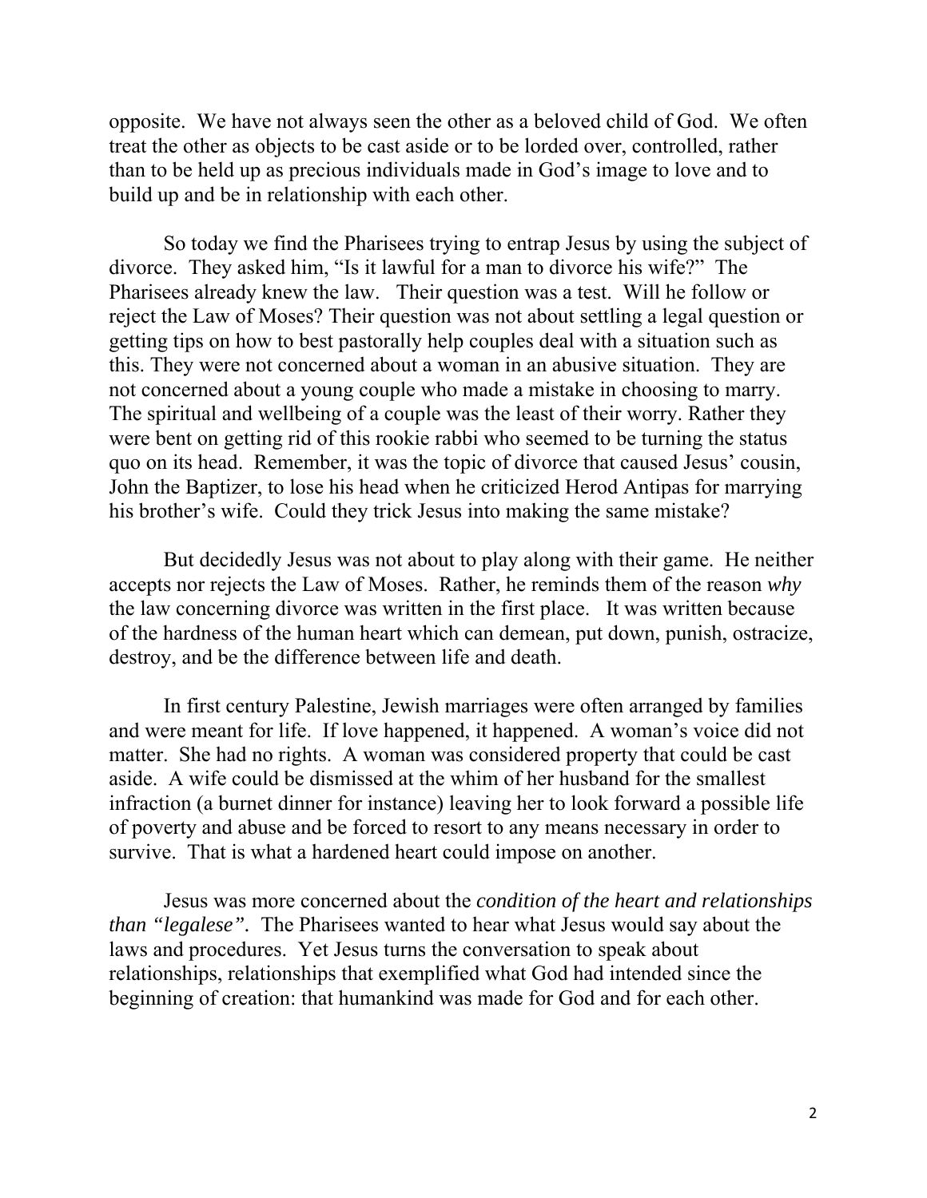opposite. We have not always seen the other as a beloved child of God. We often treat the other as objects to be cast aside or to be lorded over, controlled, rather than to be held up as precious individuals made in God's image to love and to build up and be in relationship with each other.

So today we find the Pharisees trying to entrap Jesus by using the subject of divorce. They asked him, "Is it lawful for a man to divorce his wife?" The Pharisees already knew the law. Their question was a test. Will he follow or reject the Law of Moses? Their question was not about settling a legal question or getting tips on how to best pastorally help couples deal with a situation such as this. They were not concerned about a woman in an abusive situation. They are not concerned about a young couple who made a mistake in choosing to marry. The spiritual and wellbeing of a couple was the least of their worry. Rather they were bent on getting rid of this rookie rabbi who seemed to be turning the status quo on its head. Remember, it was the topic of divorce that caused Jesus' cousin, John the Baptizer, to lose his head when he criticized Herod Antipas for marrying his brother's wife. Could they trick Jesus into making the same mistake?

But decidedly Jesus was not about to play along with their game. He neither accepts nor rejects the Law of Moses. Rather, he reminds them of the reason *why* the law concerning divorce was written in the first place. It was written because of the hardness of the human heart which can demean, put down, punish, ostracize, destroy, and be the difference between life and death.

In first century Palestine, Jewish marriages were often arranged by families and were meant for life. If love happened, it happened. A woman's voice did not matter. She had no rights. A woman was considered property that could be cast aside. A wife could be dismissed at the whim of her husband for the smallest infraction (a burnet dinner for instance) leaving her to look forward a possible life of poverty and abuse and be forced to resort to any means necessary in order to survive. That is what a hardened heart could impose on another.

Jesus was more concerned about the *condition of the heart and relationships than "legalese".* The Pharisees wanted to hear what Jesus would say about the laws and procedures. Yet Jesus turns the conversation to speak about relationships, relationships that exemplified what God had intended since the beginning of creation: that humankind was made for God and for each other.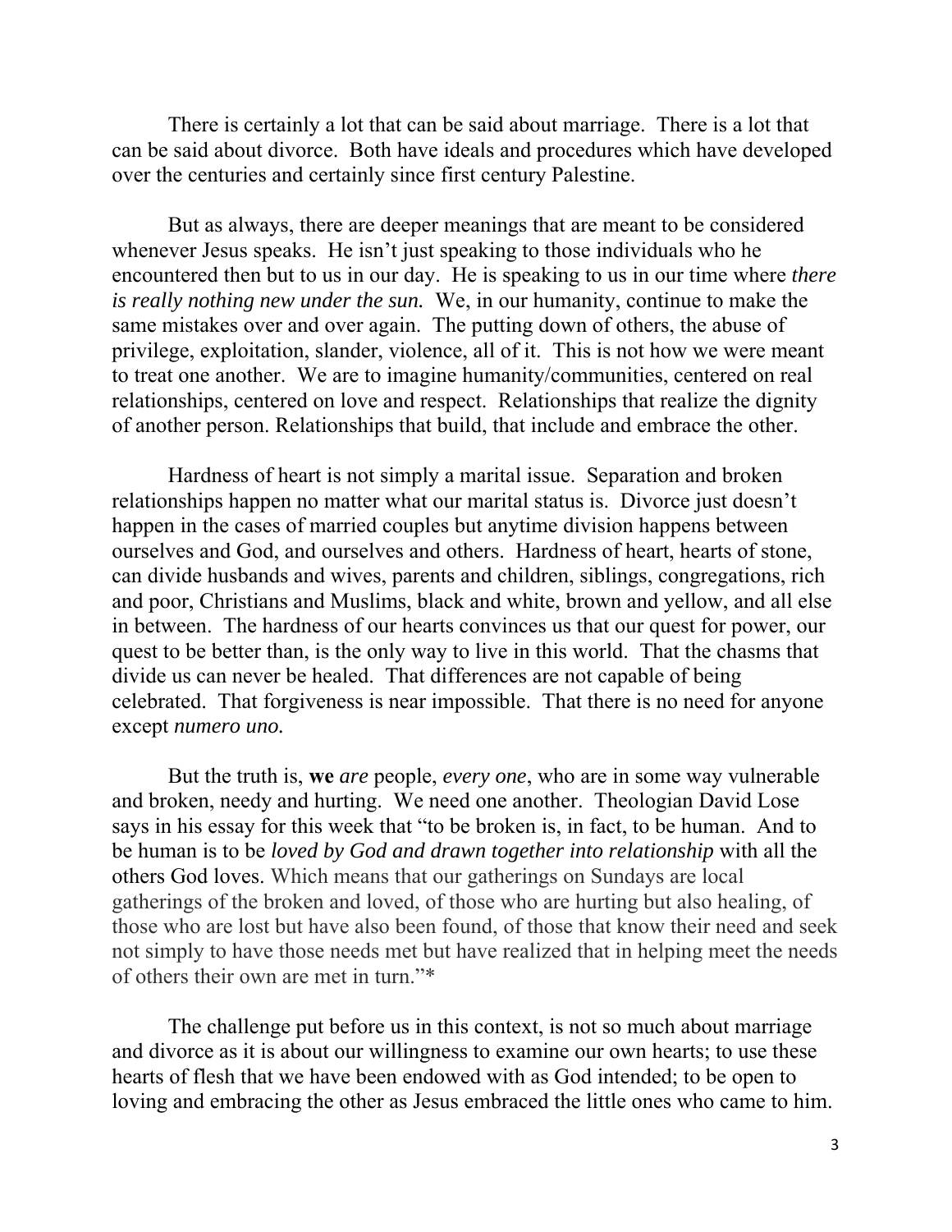There is certainly a lot that can be said about marriage. There is a lot that can be said about divorce. Both have ideals and procedures which have developed over the centuries and certainly since first century Palestine.

But as always, there are deeper meanings that are meant to be considered whenever Jesus speaks. He isn't just speaking to those individuals who he encountered then but to us in our day. He is speaking to us in our time where *there is really nothing new under the sun.* We, in our humanity, continue to make the same mistakes over and over again. The putting down of others, the abuse of privilege, exploitation, slander, violence, all of it. This is not how we were meant to treat one another. We are to imagine humanity/communities, centered on real relationships, centered on love and respect. Relationships that realize the dignity of another person. Relationships that build, that include and embrace the other.

Hardness of heart is not simply a marital issue. Separation and broken relationships happen no matter what our marital status is. Divorce just doesn't happen in the cases of married couples but anytime division happens between ourselves and God, and ourselves and others. Hardness of heart, hearts of stone, can divide husbands and wives, parents and children, siblings, congregations, rich and poor, Christians and Muslims, black and white, brown and yellow, and all else in between. The hardness of our hearts convinces us that our quest for power, our quest to be better than, is the only way to live in this world. That the chasms that divide us can never be healed. That differences are not capable of being celebrated. That forgiveness is near impossible. That there is no need for anyone except *numero uno.*

But the truth is, **we** *are* people, *every one*, who are in some way vulnerable and broken, needy and hurting. We need one another. Theologian David Lose says in his essay for this week that "to be broken is, in fact, to be human. And to be human is to be *loved by God and drawn together into relationship* with all the others God loves. Which means that our gatherings on Sundays are local gatherings of the broken and loved, of those who are hurting but also healing, of those who are lost but have also been found, of those that know their need and seek not simply to have those needs met but have realized that in helping meet the needs of others their own are met in turn."*

The challenge put before us in this context, is not so much about marriage and divorce as it is about our willingness to examine our own hearts; to use these hearts of flesh that we have been endowed with as God intended; to be open to loving and embracing the other as Jesus embraced the little ones who came to him.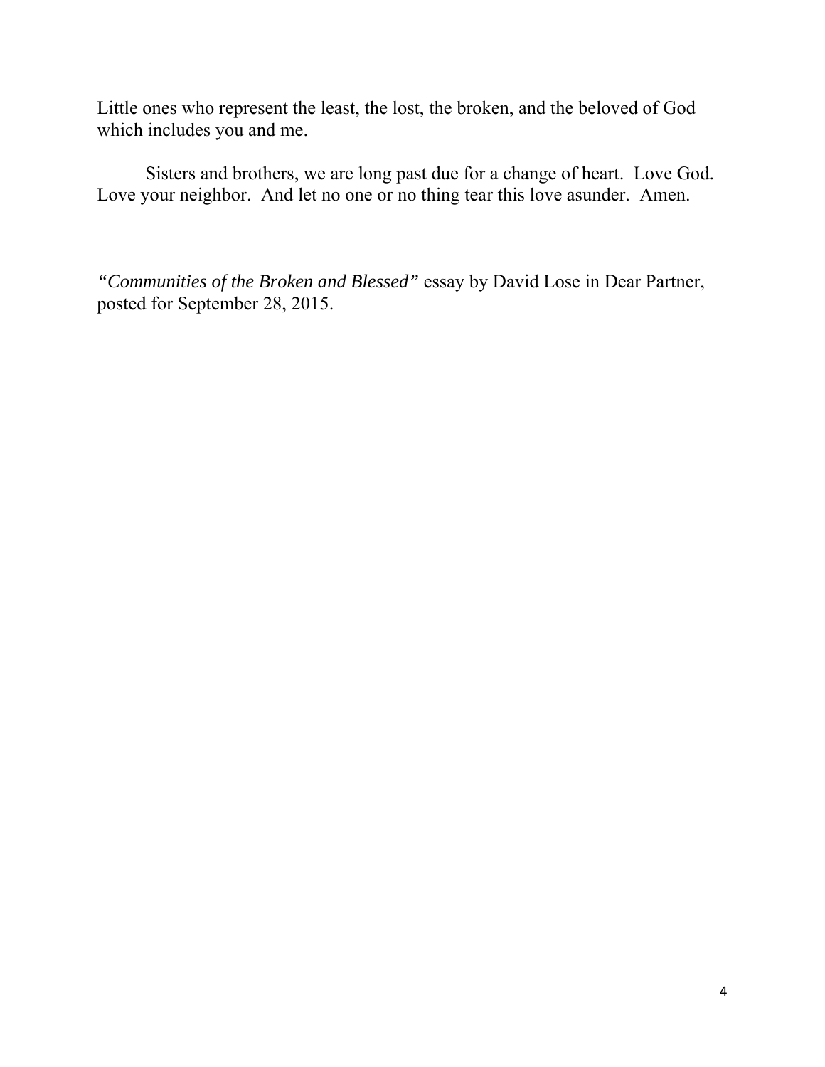Little ones who represent the least, the lost, the broken, and the beloved of God which includes you and me.

Sisters and brothers, we are long past due for a change of heart. Love God. Love your neighbor. And let no one or no thing tear this love asunder. Amen.

*"Communities of the Broken and Blessed"* essay by David Lose in Dear Partner, posted for September 28, 2015.